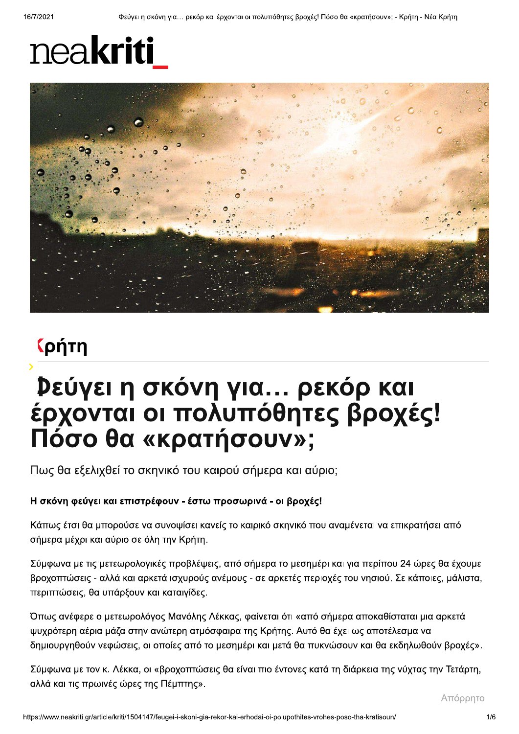neakriti_

Κρήτη

# Φεύγει η σκόνη για... ρεκόρ και έρχονται οι πολυπόθητες βροχές! Πόσο θα «κρατήσουν»;

Πως θα εξελιχθεί το σκηνικό του καιρού σήμερα και αύριο;

**Η σκόνη φεύγει και επιστρέφουν - έστω προσωρινά - οι βροχές!**

Κάπως έτσι θα μπορούσε να συνοψίσει κανείς το καιρικό σκηνικό που αναμένεται να επικρατήσει από σήμερα μέχρι και αύριο σε όλη την Κρήτη.

Σύμφωνα με τις μετεωρολογικές προβλέψεις, από σήμερα το μεσημέρι και για περίπου 24 ώρες θα έχουμε βροχοπτώσεις - αλλά και αρκετά ισχυρούς ανέμους - σε αρκετές περιοχές του νησιού. Σε κάποιες, μάλιστα, περιπτώσεις, θα υπάρξουν και καταιγίδες.

Όπως ανέφερε ο μετεωρολόγος Μανόλης Λέκκας, φαίνεται ότι «από σήμερα αποκαθίσταται μια αρκετά ψυχρότερη αέρια μάζα στην ανώτερη ατμόσφαιρα της Κρήτης. Αυτό θα έχει ως αποτέλεσμα να δημιουργηθούν νεφώσεις, οι οποίες από το μεσημέρι και μετά θα πυκνώσουν και θα εκδηλωθούν βροχές».

Σύμφωνα με τον κ. Λέκκα, οι «βροχοπτώσεις θα είναι πιο έντονες κατά τη διάρκεια της νύχτας την Τετάρτη, αλλά και τις πρωινές ώρες της Πέμπτης».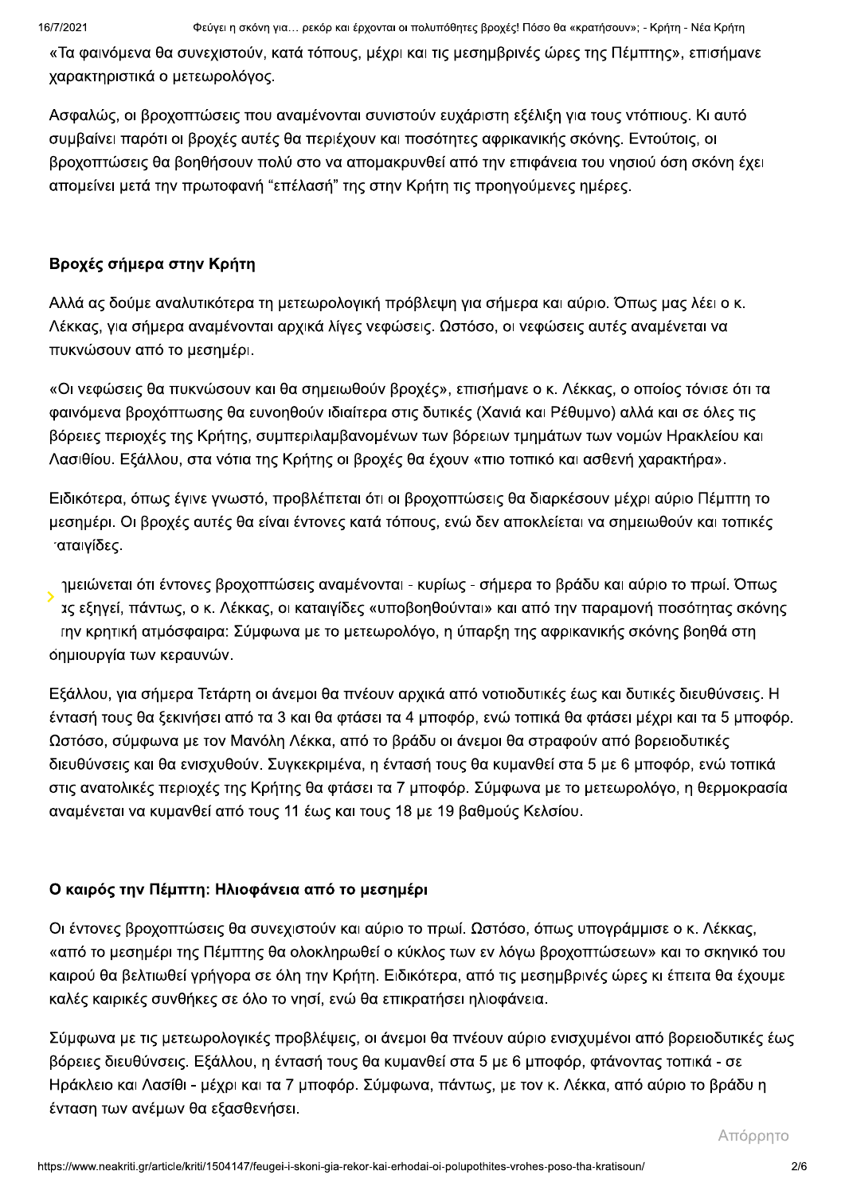«Τα φαινόμενα θα συνεχιστούν, κατά τόπους, μέχρι και τις μεσημβρινές ώρες της Πέμπτης», επισήμανε χαρακτηριστικά ο μετεωρολόγος.

Ασφαλώς, οι βροχοπτώσεις που αναμένονται συνιστούν ευχάριστη εξέλιξη για τους ντόπιους. Κι αυτό συμβαίνει παρότι οι βροχές αυτές θα περιέχουν και ποσότητες αφρικανικής σκόνης. Εντούτοις, οι βροχοπτώσεις θα βοηθήσουν πολύ στο να απομακρυνθεί από την επιφάνεια του νησιού όση σκόνη έχει απομείνει μετά την πρωτοφανή "επέλασή" της στην Κρήτη τις προηγούμενες ημέρες.

### Βροχές σήμερα στην Κρήτη

Αλλά ας δούμε αναλυτικότερα τη μετεωρολογική πρόβλεψη για σήμερα και αύριο. Όπως μας λέει ο κ. Λέκκας, για σήμερα αναμένονται αρχικά λίγες νεφώσεις. Ωστόσο, οι νεφώσεις αυτές αναμένεται να πυκνώσουν από το μεσημέρι.

«Οι νεφώσεις θα πυκνώσουν και θα σημειωθούν βροχές», επισήμανε ο κ. Λέκκας, ο οποίος τόνισε ότι τα φαινόμενα βροχόπτωσης θα ευνοηθούν ιδιαίτερα στις δυτικές (Χανιά και Ρέθυμνο) αλλά και σε όλες τις βόρειες περιοχές της Κρήτης, συμπεριλαμβανομένων των βόρειων τμημάτων των νομών Ηρακλείου και Λασιθίου. Εξάλλου, στα νότια της Κρήτης οι βροχές θα έχουν «πιο τοπικό και ασθενή χαρακτήρα».

Ειδικότερα, όπως έγινε γνωστό, προβλέπεται ότι οι βροχοπτώσεις θα διαρκέσουν μέχρι αύριο Πέμπτη το μεσημέρι. Οι βροχές αυτές θα είναι έντονες κατά τόπους, ενώ δεν αποκλείεται να σημειωθούν και τοπικές καταιγίδες.

Σημειώνεται ότι έντονες βροχοπτώσεις αναμένονται - κυρίως - σήμερα το βράδυ και αύριο το πρωί. Όπως μας εξηγεί, πάντως, ο κ. Λέκκας, οι καταιγίδες «υποβοηθούνται» και από την παραμονή ποσότητας σκόνης στην κρητική ατμόσφαιρα: Σύμφωνα με το μετεωρολόγο, η ύπαρξη της αφρικανικής σκόνης βοηθά στη δημιουργία των κεραυνών.

Εξάλλου, για σήμερα Τετάρτη οι άνεμοι θα πνέουν αρχικά από νοτιοδυτικές έως και δυτικές διευθύνσεις. Η έντασή τους θα ξεκινήσει από τα 3 και θα φτάσει τα 4 μποφόρ, ενώ τοπικά θα φτάσει μέχρι και τα 5 μποφόρ. Ωστόσο, σύμφωνα με τον Μανόλη Λέκκα, από το βράδυ οι άνεμοι θα στραφούν από βορειοδυτικές διευθύνσεις και θα ενισχυθούν. Συγκεκριμένα, η έντασή τους θα κυμανθεί στα 5 με 6 μποφόρ, ενώ τοπικά στις ανατολικές περιοχές της Κρήτης θα φτάσει τα 7 μποφόρ. Σύμφωνα με το μετεωρολόγο, η θερμοκρασία αναμένεται να κυμανθεί από τους 11 έως και τους 18 με 19 βαθμούς Κελσίου.

### Ο καιρός την Πέμπτη: Ηλιοφάνεια από το μεσημέρι

Οι έντονες βροχοπτώσεις θα συνεχιστούν και αύριο το πρωί. Ωστόσο, όπως υπογράμμισε ο κ. Λέκκας, «από το μεσημέρι της Πέμπτης θα ολοκληρωθεί ο κύκλος των εν λόγω βροχοπτώσεων» και το σκηνικό του καιρού θα βελτιωθεί γρήγορα σε όλη την Κρήτη. Ειδικότερα, από τις μεσημβρινές ώρες κι έπειτα θα έχουμε καλές καιρικές συνθήκες σε όλο το νησί, ενώ θα επικρατήσει ηλιοφάνεια.

Σύμφωνα με τις μετεωρολογικές προβλέψεις, οι άνεμοι θα πνέουν αύριο ενισχυμένοι από βορειοδυτικές έως βόρειες διευθύνσεις. Εξάλλου, η έντασή τους θα κυμανθεί στα 5 με 6 μποφόρ, φτάνοντας τοπικά - σε Ηράκλειο και Λασίθι - μέχρι και τα 7 μποφόρ. Σύμφωνα, πάντως, με τον κ. Λέκκα, από αύριο το βράδυ η ένταση των ανέμων θα εξασθενήσει.

Απόρρητο